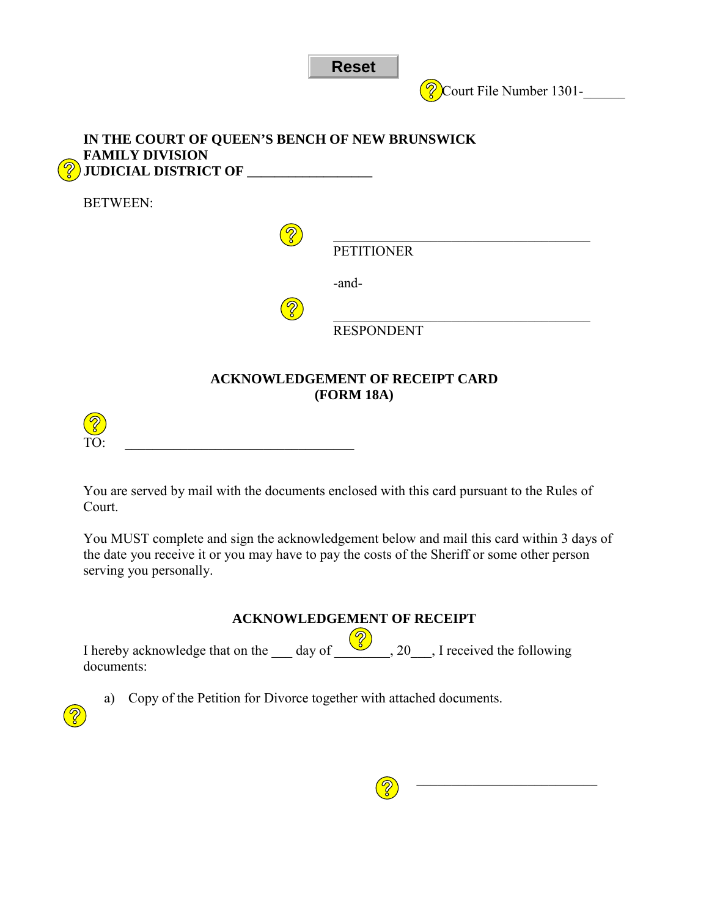Reset

Court File Number 1301-______

**IN THE COURT OF QUEEN'S BENCH OF NEW BRUNSWICK**
**FAMILY DIVISION**
**JUDICIAL DISTRICT OF __________________**

BETWEEN:

_______________________________________
PETITIONER

-and-

_______________________________________
RESPONDENT

## ACKNOWLEDGEMENT OF RECEIPT CARD
## (FORM 18A)

TO: __________________________________

You are served by mail with the documents enclosed with this card pursuant to the Rules of Court.

You MUST complete and sign the acknowledgement below and mail this card within 3 days of the date you receive it or you may have to pay the costs of the Sheriff or some other person serving you personally.

### ACKNOWLEDGEMENT OF RECEIPT

I hereby acknowledge that on the ___ day of ________, 20___, I received the following documents:

a) Copy of the Petition for Divorce together with attached documents.

___________________________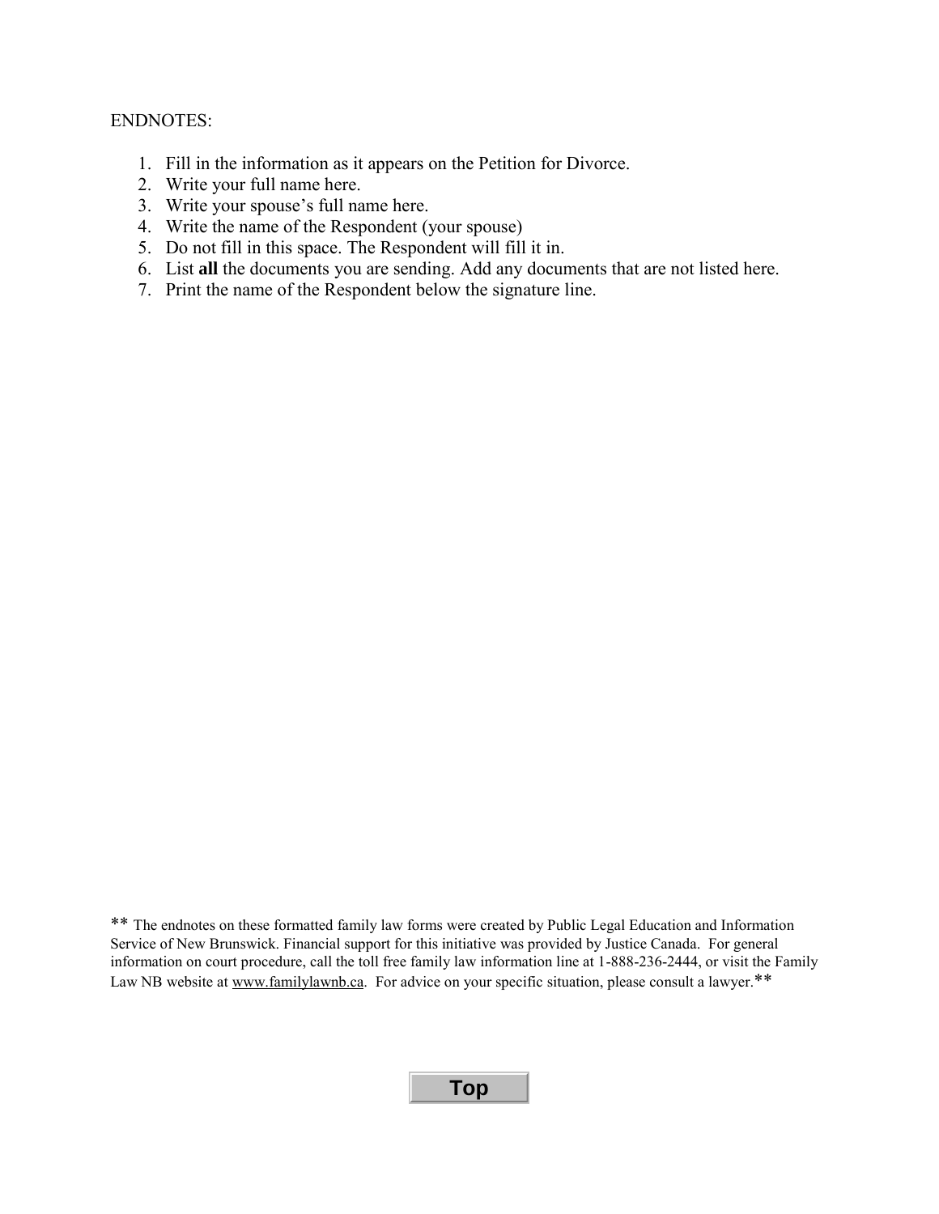ENDNOTES:

1. Fill in the information as it appears on the Petition for Divorce.
2. Write your full name here.
3. Write your spouse's full name here.
4. Write the name of the Respondent (your spouse)
5. Do not fill in this space. The Respondent will fill it in.
6. List **all** the documents you are sending. Add any documents that are not listed here.
7. Print the name of the Respondent below the signature line.

** The endnotes on these formatted family law forms were created by Public Legal Education and Information Service of New Brunswick. Financial support for this initiative was provided by Justice Canada. For general information on court procedure, call the toll free family law information line at 1-888-236-2444, or visit the Family Law NB website at www.familylawnb.ca. For advice on your specific situation, please consult a lawyer.**

Top